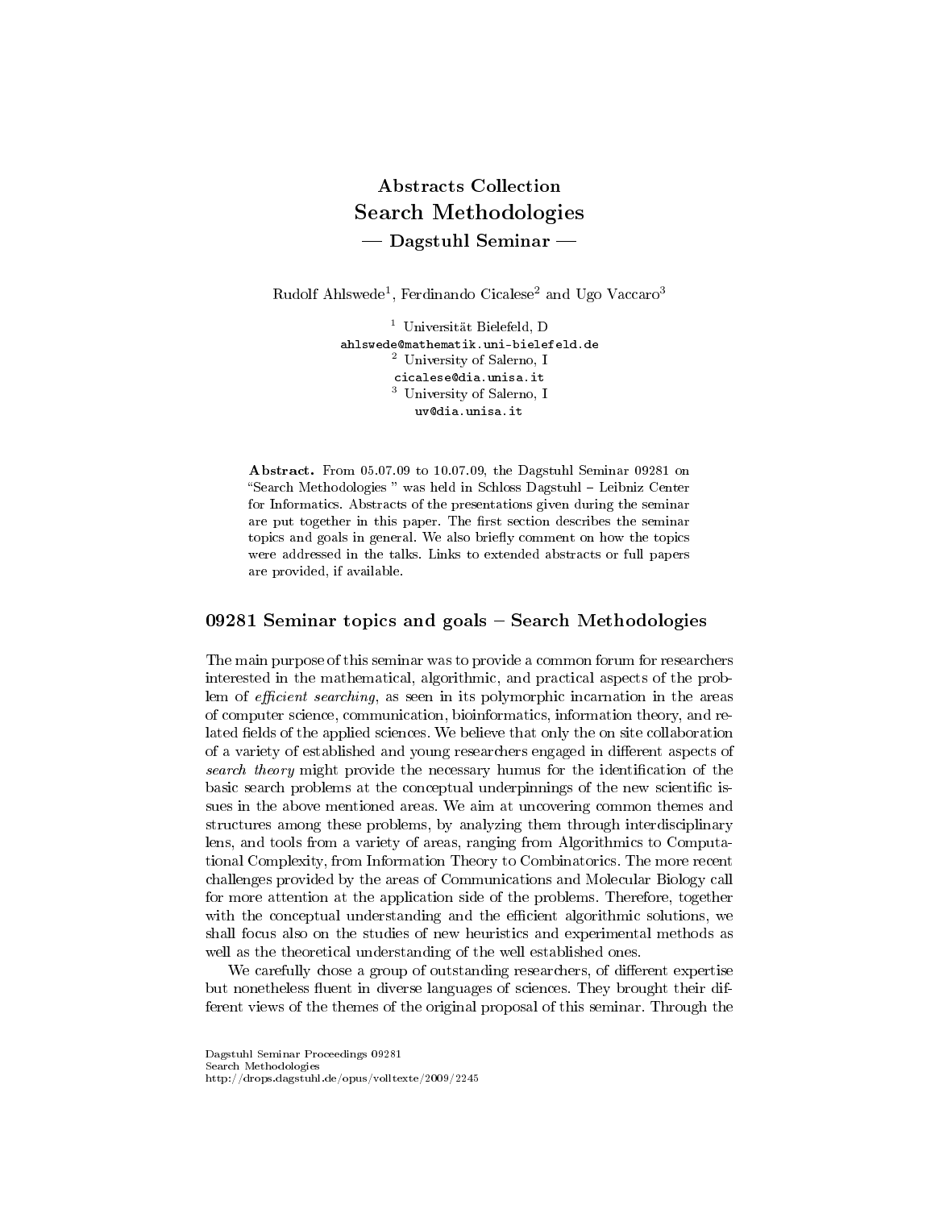# Abstracts Collection
# Search Methodologies
## — Dagstuhl Seminar —

Rudolf Ahlswede[1], Ferdinando Cicalese[2] and Ugo Vaccaro[3]

[1] Universität Bielefeld, D
ahlswede@mathematik.uni-bielefeld.de
[2] University of Salerno, I
cicalese@dia.unisa.it
[3] University of Salerno, I
uv@dia.unisa.it

**Abstract.** From 05.07.09 to 10.07.09, the Dagstuhl Seminar 09281 on "Search Methodologies " was held in Schloss Dagstuhl – Leibniz Center for Informatics. Abstracts of the presentations given during the seminar are put together in this paper. The first section describes the seminar topics and goals in general. We also briefly comment on how the topics were addressed in the talks. Links to extended abstracts or full papers are provided, if available.

## 09281 Seminar topics and goals – Search Methodologies

The main purpose of this seminar was to provide a common forum for researchers interested in the mathematical, algorithmic, and practical aspects of the problem of *efficient searching*, as seen in its polymorphic incarnation in the areas of computer science, communication, bioinformatics, information theory, and related fields of the applied sciences. We believe that only the on site collaboration of a variety of established and young researchers engaged in different aspects of *search theory* might provide the necessary humus for the identification of the basic search problems at the conceptual underpinnings of the new scientific issues in the above mentioned areas. We aim at uncovering common themes and structures among these problems, by analyzing them through interdisciplinary lens, and tools from a variety of areas, ranging from Algorithmics to Computational Complexity, from Information Theory to Combinatorics. The more recent challenges provided by the areas of Communications and Molecular Biology call for more attention at the application side of the problems. Therefore, together with the conceptual understanding and the efficient algorithmic solutions, we shall focus also on the studies of new heuristics and experimental methods as well as the theoretical understanding of the well established ones.

We carefully chose a group of outstanding researchers, of different expertise but nonetheless fluent in diverse languages of sciences. They brought their different views of the themes of the original proposal of this seminar. Through the

Dagstuhl Seminar Proceedings 09281
Search Methodologies
http://drops.dagstuhl.de/opus/volltexte/2009/2245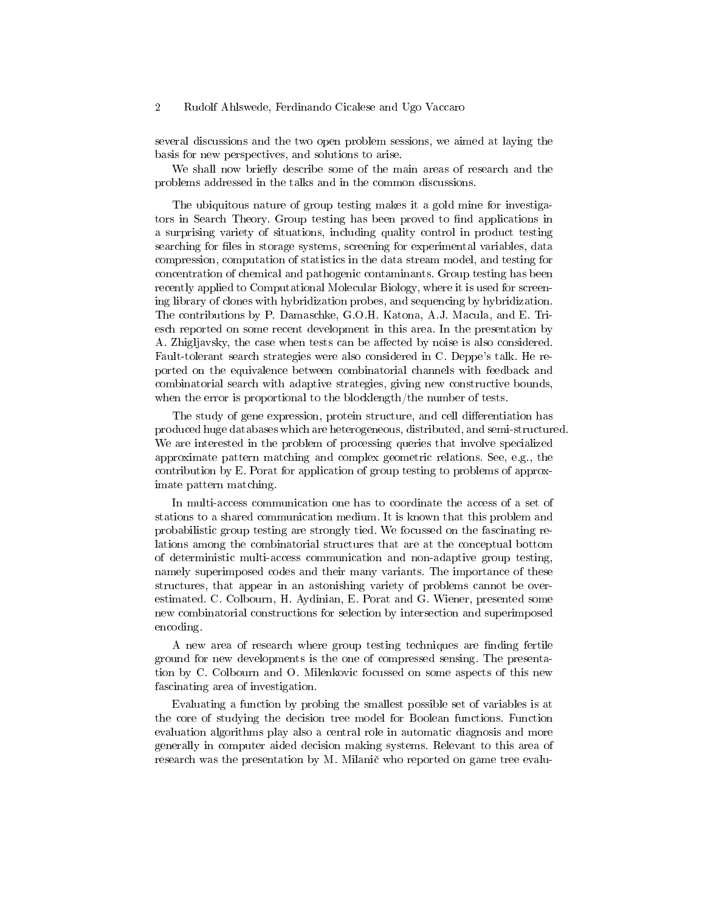several discussions and the two open problem sessions, we aimed at laying the basis for new perspectives, and solutions to arise.

We shall now briefly describe some of the main areas of research and the problems addressed in the talks and in the common discussions.

The ubiquitous nature of group testing makes it a gold mine for investigators in Search Theory. Group testing has been proved to find applications in a surprising variety of situations, including quality control in product testing searching for files in storage systems, screening for experimental variables, data compression, computation of statistics in the data stream model, and testing for concentration of chemical and pathogenic contaminants. Group testing has been recently applied to Computational Molecular Biology, where it is used for screening library of clones with hybridization probes, and sequencing by hybridization. The contributions by P. Damaschke, G.O.H. Katona, A.J. Macula, and E. Triesch reported on some recent development in this area. In the presentation by A. Zhigljavsky, the case when tests can be affected by noise is also considered. Fault-tolerant search strategies were also considered in C. Deppe's talk. He reported on the equivalence between combinatorial channels with feedback and combinatorial search with adaptive strategies, giving new constructive bounds, when the error is proportional to the blocklength/the number of tests.

The study of gene expression, protein structure, and cell differentiation has produced huge databases which are heterogeneous, distributed, and semi-structured. We are interested in the problem of processing queries that involve specialized approximate pattern matching and complex geometric relations. See, e.g., the contribution by E. Porat for application of group testing to problems of approximate pattern matching.

In multi-access communication one has to coordinate the access of a set of stations to a shared communication medium. It is known that this problem and probabilistic group testing are strongly tied. We focussed on the fascinating relations among the combinatorial structures that are at the conceptual bottom of deterministic multi-access communication and non-adaptive group testing, namely superimposed codes and their many variants. The importance of these structures, that appear in an astonishing variety of problems cannot be overestimated. C. Colbourn, H. Aydinian, E. Porat and G. Wiener, presented some new combinatorial constructions for selection by intersection and superimposed encoding.

A new area of research where group testing techniques are finding fertile ground for new developments is the one of compressed sensing. The presentation by C. Colbourn and O. Milenkovic focussed on some aspects of this new fascinating area of investigation.

Evaluating a function by probing the smallest possible set of variables is at the core of studying the decision tree model for Boolean functions. Function evaluation algorithms play also a central role in automatic diagnosis and more generally in computer aided decision making systems. Relevant to this area of research was the presentation by M. Milanič who reported on game tree evalu-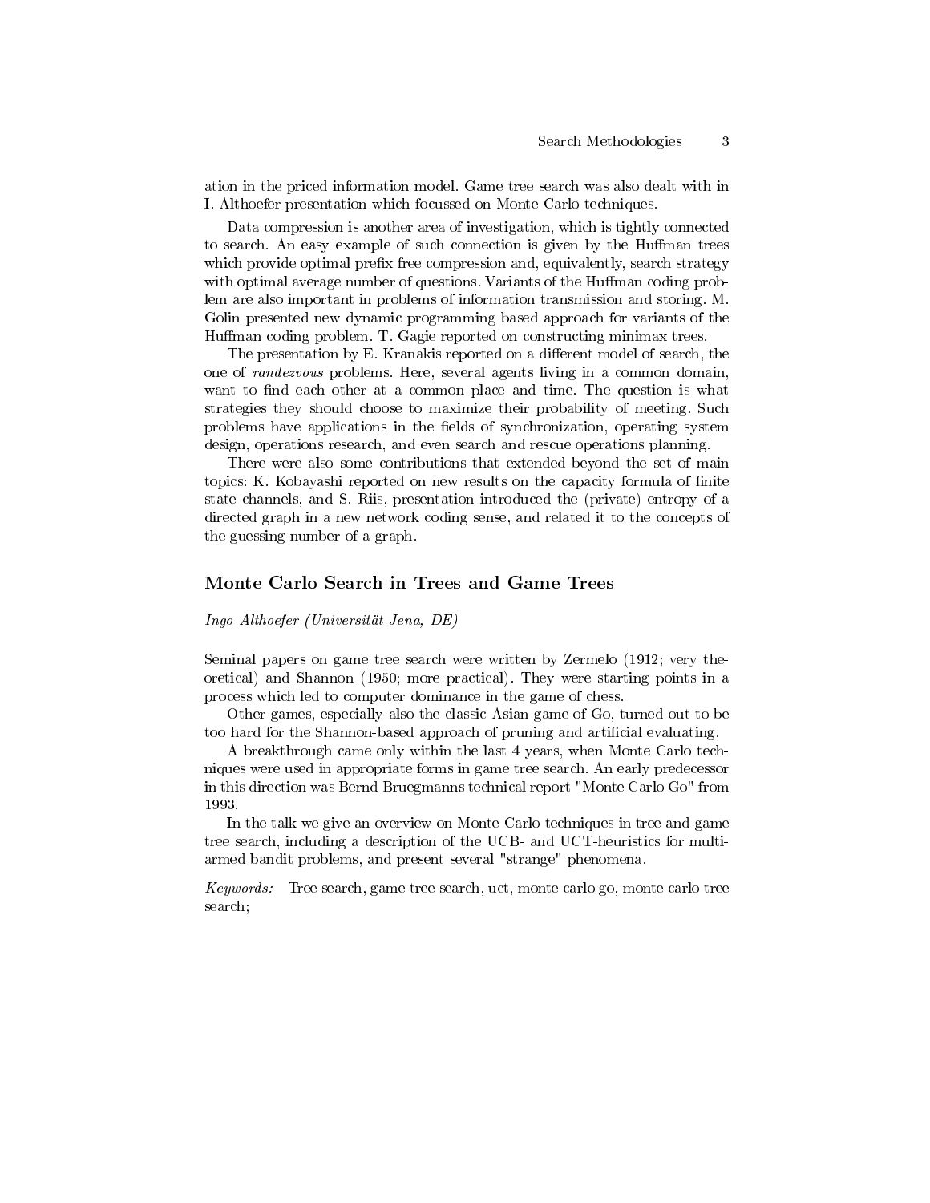ation in the priced information model. Game tree search was also dealt with in I. Althoefer presentation which focussed on Monte Carlo techniques.

Data compression is another area of investigation, which is tightly connected to search. An easy example of such connection is given by the Huffman trees which provide optimal prefix free compression and, equivalently, search strategy with optimal average number of questions. Variants of the Huffman coding problem are also important in problems of information transmission and storing. M. Golin presented new dynamic programming based approach for variants of the Huffman coding problem. T. Gagie reported on constructing minimax trees.

The presentation by E. Kranakis reported on a different model of search, the one of *randezvous* problems. Here, several agents living in a common domain, want to find each other at a common place and time. The question is what strategies they should choose to maximize their probability of meeting. Such problems have applications in the fields of synchronization, operating system design, operations research, and even search and rescue operations planning.

There were also some contributions that extended beyond the set of main topics: K. Kobayashi reported on new results on the capacity formula of finite state channels, and S. Riis, presentation introduced the (private) entropy of a directed graph in a new network coding sense, and related it to the concepts of the guessing number of a graph.

## Monte Carlo Search in Trees and Game Trees

*Ingo Althoefer (Universität Jena, DE)*

Seminal papers on game tree search were written by Zermelo (1912; very theoretical) and Shannon (1950; more practical). They were starting points in a process which led to computer dominance in the game of chess.

Other games, especially also the classic Asian game of Go, turned out to be too hard for the Shannon-based approach of pruning and artificial evaluating.

A breakthrough came only within the last 4 years, when Monte Carlo techniques were used in appropriate forms in game tree search. An early predecessor in this direction was Bernd Bruegmanns technical report "Monte Carlo Go" from 1993.

In the talk we give an overview on Monte Carlo techniques in tree and game tree search, including a description of the UCB- and UCT-heuristics for multi-armed bandit problems, and present several "strange" phenomena.

*Keywords:* Tree search, game tree search, uct, monte carlo go, monte carlo tree search;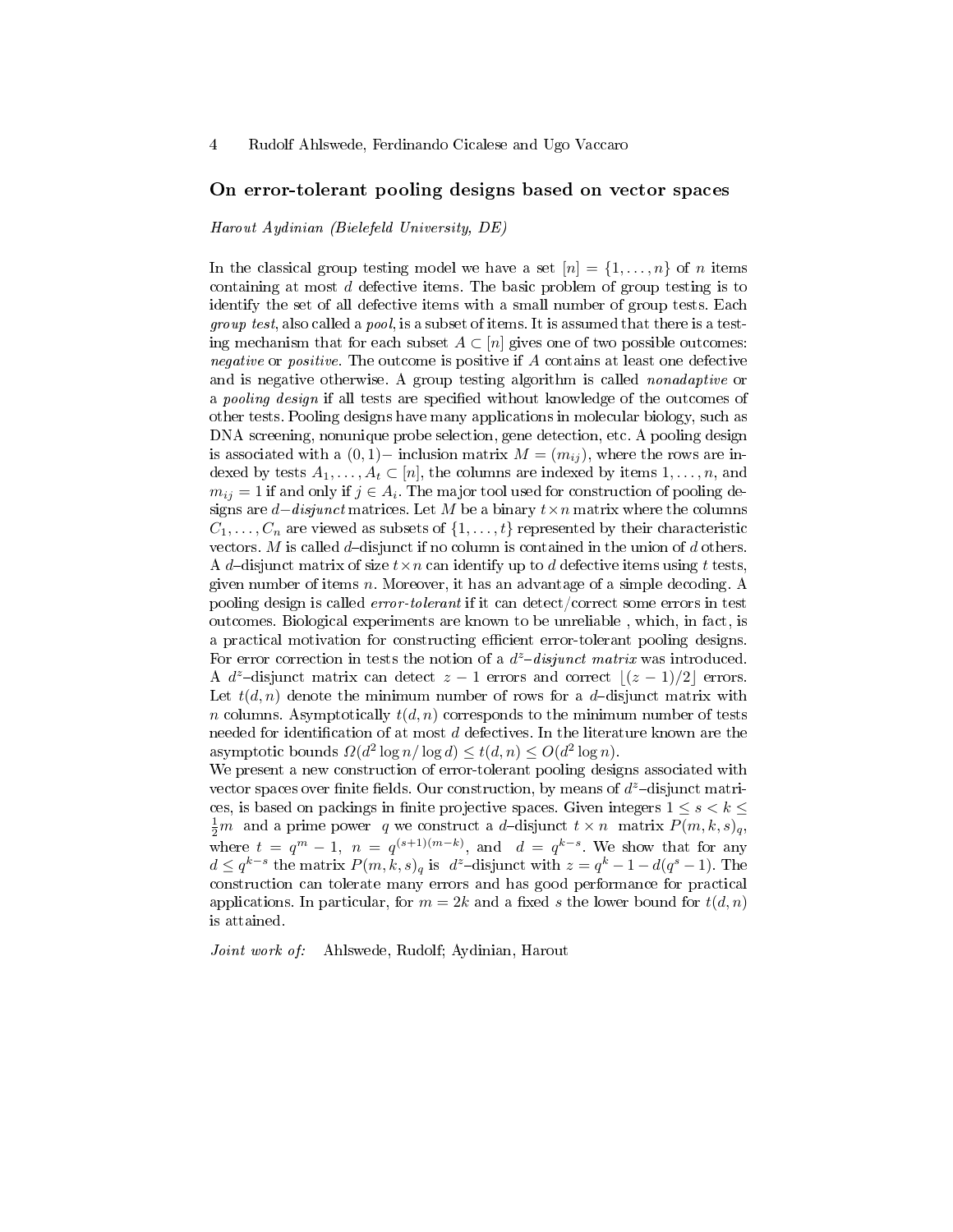## On error-tolerant pooling designs based on vector spaces

*Harout Aydinian (Bielefeld University, DE)*

In the classical group testing model we have a set $[n] = \{1, \dots, n\}$ of $n$ items containing at most $d$ defective items. The basic problem of group testing is to identify the set of all defective items with a small number of group tests. Each *group test*, also called a *pool*, is a subset of items. It is assumed that there is a testing mechanism that for each subset $A \subset [n]$ gives one of two possible outcomes: *negative* or *positive*. The outcome is positive if $A$ contains at least one defective and is negative otherwise. A group testing algorithm is called *nonadaptive* or a *pooling design* if all tests are specified without knowledge of the outcomes of other tests. Pooling designs have many applications in molecular biology, such as DNA screening, nonunique probe selection, gene detection, etc. A pooling design is associated with a $(0,1)-$ inclusion matrix $M = (m_{ij})$, where the rows are indexed by tests $A_1, \dots, A_t \subset [n]$, the columns are indexed by items $1, \dots, n$, and $m_{ij} = 1$ if and only if $j \in A_i$. The major tool used for construction of pooling designs are $d-$*disjunct* matrices. Let $M$ be a binary $t \times n$ matrix where the columns $C_1, \dots, C_n$ are viewed as subsets of $\{1, \dots, t\}$ represented by their characteristic vectors. $M$ is called $d$–disjunct if no column is contained in the union of $d$ others. A $d$–disjunct matrix of size $t \times n$ can identify up to $d$ defective items using $t$ tests, given number of items $n$. Moreover, it has an advantage of a simple decoding. A pooling design is called *error-tolerant* if it can detect/correct some errors in test outcomes. Biological experiments are known to be unreliable , which, in fact, is a practical motivation for constructing efficient error-tolerant pooling designs. For error correction in tests the notion of a $d^z$–*disjunct matrix* was introduced. A $d^z$–disjunct matrix can detect $z-1$ errors and correct $\lfloor (z-1)/2 \rfloor$ errors. Let $t(d,n)$ denote the minimum number of rows for a $d$–disjunct matrix with $n$ columns. Asymptotically $t(d,n)$ corresponds to the minimum number of tests needed for identification of at most $d$ defectives. In the literature known are the asymptotic bounds $\Omega(d^2 \log n / \log d) \leq t(d,n) \leq O(d^2 \log n)$.

We present a new construction of error-tolerant pooling designs associated with vector spaces over finite fields. Our construction, by means of $d^z$–disjunct matrices, is based on packings in finite projective spaces. Given integers $1 \leq s < k \leq \frac{1}{2}m$ and a prime power $q$ we construct a $d$–disjunct $t \times n$ matrix $P(m,k,s)_q$, where $t = q^m - 1$, $n = q^{(s+1)(m-k)}$, and $d = q^{k-s}$. We show that for any $d \leq q^{k-s}$ the matrix $P(m,k,s)_q$ is $d^z$–disjunct with $z = q^k - 1 - d(q^s - 1)$. The construction can tolerate many errors and has good performance for practical applications. In particular, for $m = 2k$ and a fixed $s$ the lower bound for $t(d,n)$ is attained.

*Joint work of:* Ahlswede, Rudolf; Aydinian, Harout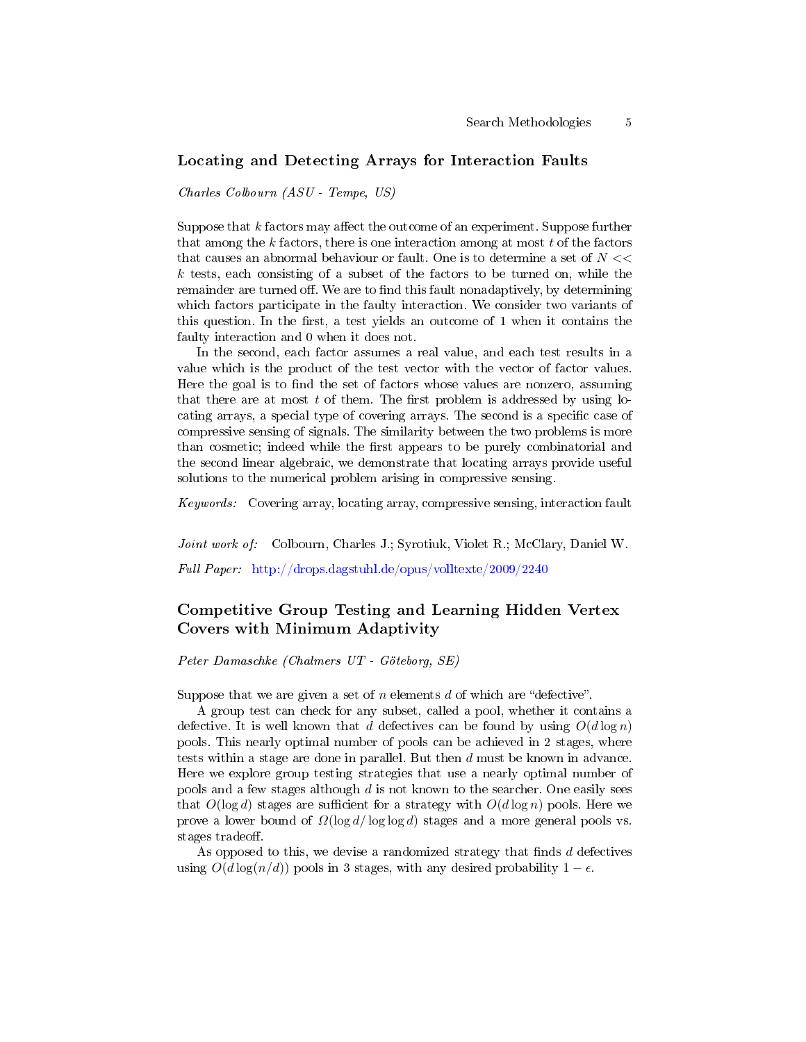## Locating and Detecting Arrays for Interaction Faults

*Charles Colbourn (ASU - Tempe, US)*

Suppose that $k$ factors may affect the outcome of an experiment. Suppose further that among the $k$ factors, there is one interaction among at most $t$ of the factors that causes an abnormal behaviour or fault. One is to determine a set of $N << k$ tests, each consisting of a subset of the factors to be turned on, while the remainder are turned off. We are to find this fault nonadaptively, by determining which factors participate in the faulty interaction. We consider two variants of this question. In the first, a test yields an outcome of 1 when it contains the faulty interaction and 0 when it does not.

In the second, each factor assumes a real value, and each test results in a value which is the product of the test vector with the vector of factor values. Here the goal is to find the set of factors whose values are nonzero, assuming that there are at most $t$ of them. The first problem is addressed by using locating arrays, a special type of covering arrays. The second is a specific case of compressive sensing of signals. The similarity between the two problems is more than cosmetic; indeed while the first appears to be purely combinatorial and the second linear algebraic, we demonstrate that locating arrays provide useful solutions to the numerical problem arising in compressive sensing.

*Keywords:* Covering array, locating array, compressive sensing, interaction fault

*Joint work of:* Colbourn, Charles J.; Syrotiuk, Violet R.; McClary, Daniel W.

*Full Paper:* http://drops.dagstuhl.de/opus/volltexte/2009/2240

## Competitive Group Testing and Learning Hidden Vertex Covers with Minimum Adaptivity

*Peter Damaschke (Chalmers UT - Göteborg, SE)*

Suppose that we are given a set of $n$ elements $d$ of which are "defective".

A group test can check for any subset, called a pool, whether it contains a defective. It is well known that $d$ defectives can be found by using $O(d \log n)$ pools. This nearly optimal number of pools can be achieved in 2 stages, where tests within a stage are done in parallel. But then $d$ must be known in advance. Here we explore group testing strategies that use a nearly optimal number of pools and a few stages although $d$ is not known to the searcher. One easily sees that $O(\log d)$ stages are sufficient for a strategy with $O(d \log n)$ pools. Here we prove a lower bound of $\Omega(\log d / \log \log d)$ stages and a more general pools vs. stages tradeoff.

As opposed to this, we devise a randomized strategy that finds $d$ defectives using $O(d \log(n/d))$ pools in 3 stages, with any desired probability $1 - \epsilon$.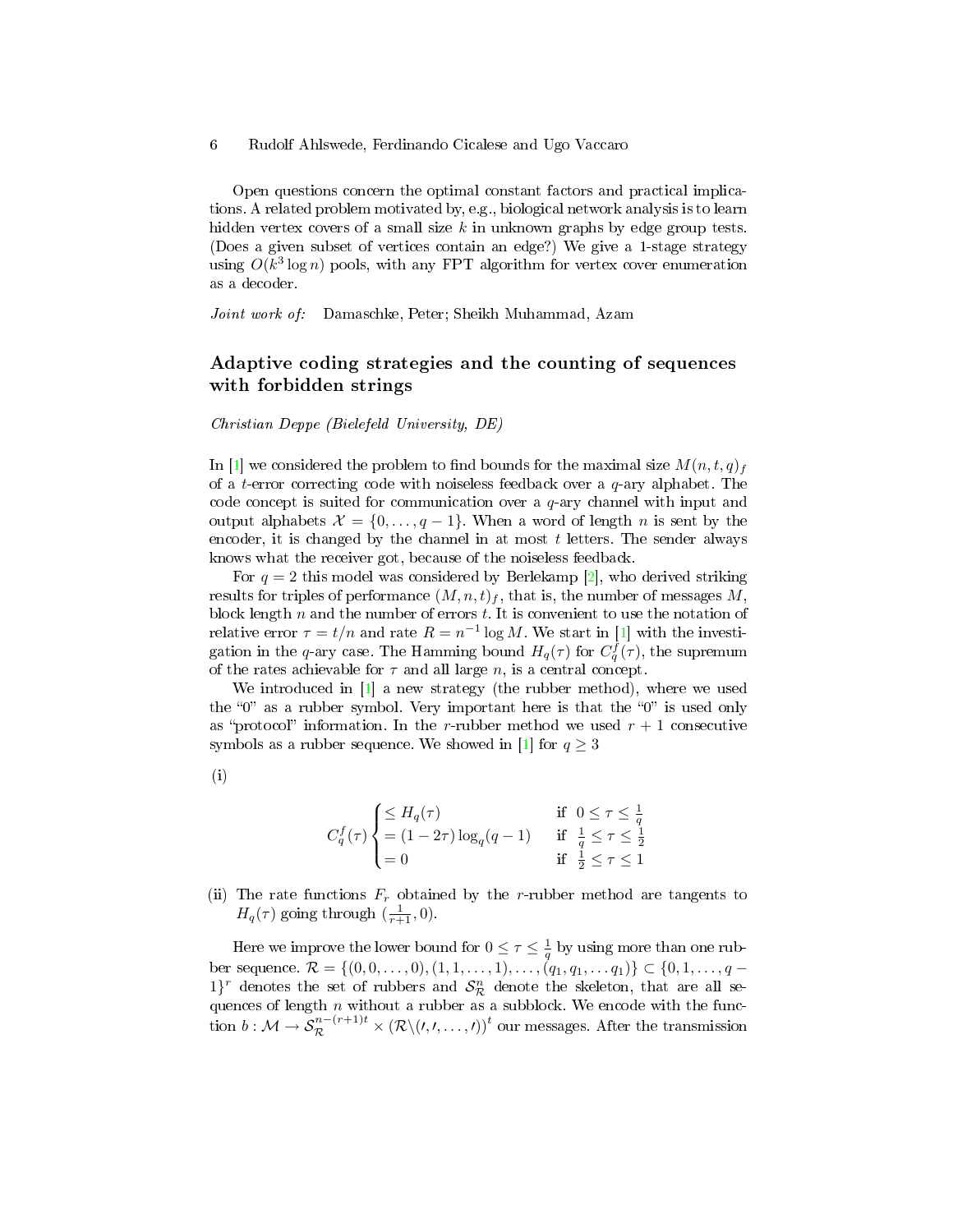Open questions concern the optimal constant factors and practical implications. A related problem motivated by, e.g., biological network analysis is to learn hidden vertex covers of a small size $k$ in unknown graphs by edge group tests. (Does a given subset of vertices contain an edge?) We give a 1-stage strategy using $O(k^3 \log n)$ pools, with any FPT algorithm for vertex cover enumeration as a decoder.

*Joint work of:* Damaschke, Peter; Sheikh Muhammad, Azam

## Adaptive coding strategies and the counting of sequences with forbidden strings

*Christian Deppe (Bielefeld University, DE)*

In [1] we considered the problem to find bounds for the maximal size $M(n,t,q)_f$ of a $t$-error correcting code with noiseless feedback over a $q$-ary alphabet. The code concept is suited for communication over a $q$-ary channel with input and output alphabets $\mathcal{X} = \{0,\ldots,q-1\}$. When a word of length $n$ is sent by the encoder, it is changed by the channel in at most $t$ letters. The sender always knows what the receiver got, because of the noiseless feedback.

For $q = 2$ this model was considered by Berlekamp [2], who derived striking results for triples of performance $(M,n,t)_f$, that is, the number of messages $M$, block length $n$ and the number of errors $t$. It is convenient to use the notation of relative error $\tau = t/n$ and rate $R = n^{-1} \log M$. We start in [1] with the investigation in the $q$-ary case. The Hamming bound $H_q(\tau)$ for $C_q^f(\tau)$, the supremum of the rates achievable for $\tau$ and all large $n$, is a central concept.

We introduced in [1] a new strategy (the rubber method), where we used the "0" as a rubber symbol. Very important here is that the "0" is used only as "protocol" information. In the $r$-rubber method we used $r+1$ consecutive symbols as a rubber sequence. We showed in [1] for $q \geq 3$

(i)

$$C_q^f(\tau) \begin{cases} \leq H_q(\tau) & \text{if } \ 0 \leq \tau \leq \frac{1}{q} \\ = (1-2\tau)\log_q(q-1) & \text{if } \ \frac{1}{q} \leq \tau \leq \frac{1}{2} \\ = 0 & \text{if } \ \frac{1}{2} \leq \tau \leq 1 \end{cases}$$

(ii) The rate functions $F_r$ obtained by the $r$-rubber method are tangents to $H_q(\tau)$ going through $(\frac{1}{r+1}, 0)$.

Here we improve the lower bound for $0 \leq \tau \leq \frac{1}{q}$ by using more than one rubber sequence. $\mathcal{R} = \{(0,0,\ldots,0),(1,1,\ldots,1),\ldots,(q_1,q_1,\ldots q_1)\} \subset \{0,1,\ldots,q-1\}^r$ denotes the set of rubbers and $\mathcal{S}_{\mathcal{R}}^n$ denote the skeleton, that are all sequences of length $n$ without a rubber as a subblock. We encode with the function $b : \mathcal{M} \to \mathcal{S}_{\mathcal{R}}^{n-(r+1)t} \times (\mathcal{R} \backslash (\prime,\prime,\ldots,\prime))^t$ our messages. After the transmission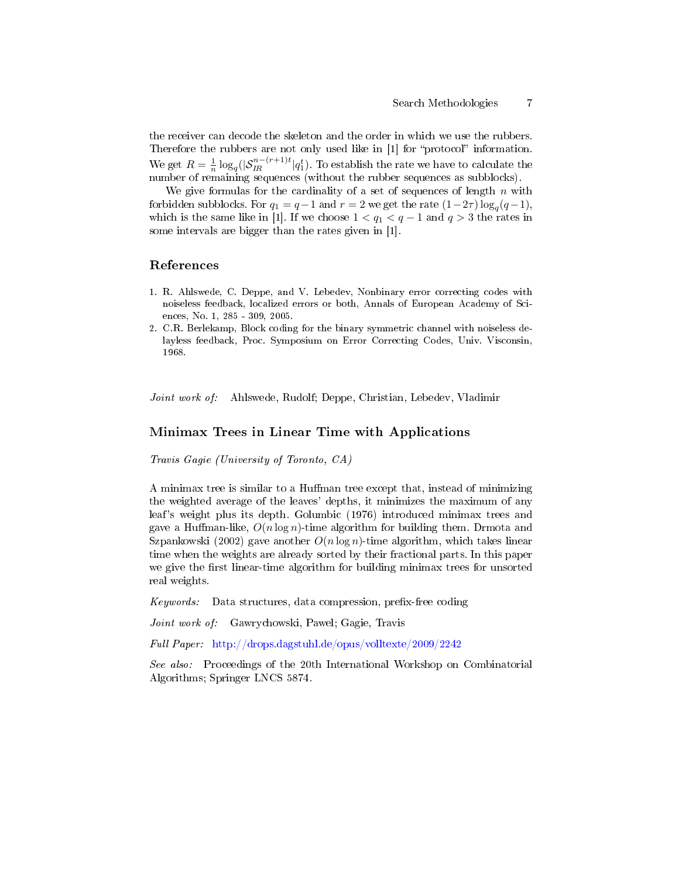the receiver can decode the skeleton and the order in which we use the rubbers. Therefore the rubbers are not only used like in [1] for "protocol" information. We get $R = \frac{1}{n}\log_q(|\mathcal{S}_{IR}^{n-(r+1)t}|q_1^t)$. To establish the rate we have to calculate the number of remaining sequences (without the rubber sequences as subblocks).

We give formulas for the cardinality of a set of sequences of length $n$ with forbidden subblocks. For $q_1 = q-1$ and $r = 2$ we get the rate $(1-2\tau)\log_q(q-1)$, which is the same like in [1]. If we choose $1 < q_1 < q-1$ and $q > 3$ the rates in some intervals are bigger than the rates given in [1].

## References

1. R. Ahlswede, C. Deppe, and V. Lebedev, Nonbinary error correcting codes with noiseless feedback, localized errors or both, Annals of European Academy of Sciences, No. 1, 285 - 309, 2005.
2. C.R. Berlekamp, Block coding for the binary symmetric channel with noiseless delayless feedback, Proc. Symposium on Error Correcting Codes, Univ. Visconsin, 1968.

*Joint work of:* Ahlswede, Rudolf; Deppe, Christian, Lebedev, Vladimir

## Minimax Trees in Linear Time with Applications

*Travis Gagie (University of Toronto, CA)*

A minimax tree is similar to a Huffman tree except that, instead of minimizing the weighted average of the leaves' depths, it minimizes the maximum of any leaf's weight plus its depth. Golumbic (1976) introduced minimax trees and gave a Huffman-like, $O(n \log n)$-time algorithm for building them. Drmota and Szpankowski (2002) gave another $O(n \log n)$-time algorithm, which takes linear time when the weights are already sorted by their fractional parts. In this paper we give the first linear-time algorithm for building minimax trees for unsorted real weights.

*Keywords:* Data structures, data compression, prefix-free coding

*Joint work of:* Gawrychowski, Pawel; Gagie, Travis

*Full Paper:* http://drops.dagstuhl.de/opus/volltexte/2009/2242

*See also:* Proceedings of the 20th International Workshop on Combinatorial Algorithms; Springer LNCS 5874.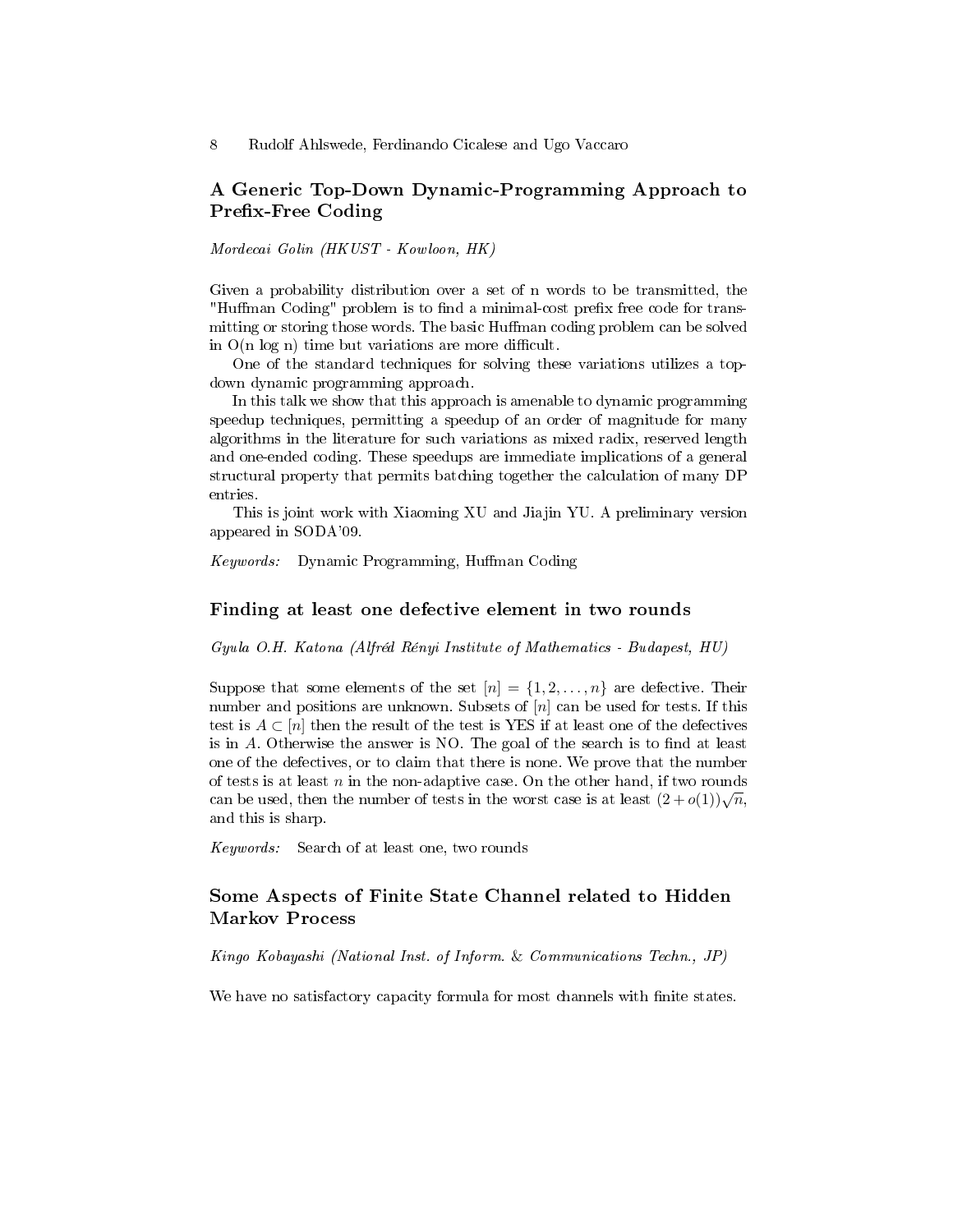## A Generic Top-Down Dynamic-Programming Approach to Prefix-Free Coding

*Mordecai Golin (HKUST - Kowloon, HK)*

Given a probability distribution over a set of n words to be transmitted, the "Huffman Coding" problem is to find a minimal-cost prefix free code for transmitting or storing those words. The basic Huffman coding problem can be solved in O(n log n) time but variations are more difficult.

One of the standard techniques for solving these variations utilizes a top-down dynamic programming approach.

In this talk we show that this approach is amenable to dynamic programming speedup techniques, permitting a speedup of an order of magnitude for many algorithms in the literature for such variations as mixed radix, reserved length and one-ended coding. These speedups are immediate implications of a general structural property that permits batching together the calculation of many DP entries.

This is joint work with Xiaoming XU and Jiajin YU. A preliminary version appeared in SODA'09.

*Keywords:* Dynamic Programming, Huffman Coding

## Finding at least one defective element in two rounds

*Gyula O.H. Katona (Alfréd Rényi Institute of Mathematics - Budapest, HU)*

Suppose that some elements of the set $[n] = \{1, 2, \ldots, n\}$ are defective. Their number and positions are unknown. Subsets of $[n]$ can be used for tests. If this test is $A \subset [n]$ then the result of the test is YES if at least one of the defectives is in $A$. Otherwise the answer is NO. The goal of the search is to find at least one of the defectives, or to claim that there is none. We prove that the number of tests is at least $n$ in the non-adaptive case. On the other hand, if two rounds can be used, then the number of tests in the worst case is at least $(2 + o(1))\sqrt{n}$, and this is sharp.

*Keywords:* Search of at least one, two rounds

## Some Aspects of Finite State Channel related to Hidden Markov Process

*Kingo Kobayashi (National Inst. of Inform. & Communications Techn., JP)*

We have no satisfactory capacity formula for most channels with finite states.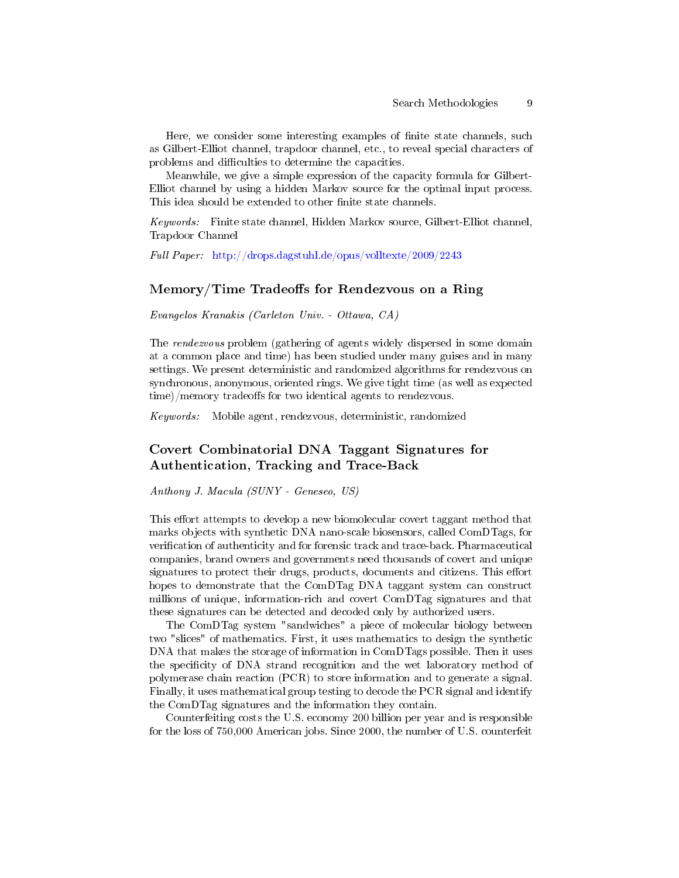Here, we consider some interesting examples of finite state channels, such as Gilbert-Elliot channel, trapdoor channel, etc., to reveal special characters of problems and difficulties to determine the capacities.

Meanwhile, we give a simple expression of the capacity formula for Gilbert-Elliot channel by using a hidden Markov source for the optimal input process. This idea should be extended to other finite state channels.

*Keywords:* Finite state channel, Hidden Markov source, Gilbert-Elliot channel, Trapdoor Channel

*Full Paper:* http://drops.dagstuhl.de/opus/volltexte/2009/2243

## Memory/Time Tradeoffs for Rendezvous on a Ring

*Evangelos Kranakis (Carleton Univ. - Ottawa, CA)*

The *rendezvous* problem (gathering of agents widely dispersed in some domain at a common place and time) has been studied under many guises and in many settings. We present deterministic and randomized algorithms for rendezvous on synchronous, anonymous, oriented rings. We give tight time (as well as expected time)/memory tradeoffs for two identical agents to rendezvous.

*Keywords:* Mobile agent, rendezvous, deterministic, randomized

## Covert Combinatorial DNA Taggant Signatures for Authentication, Tracking and Trace-Back

*Anthony J. Macula (SUNY - Geneseo, US)*

This effort attempts to develop a new biomolecular covert taggant method that marks objects with synthetic DNA nano-scale biosensors, called ComDTags, for verification of authenticity and for forensic track and trace-back. Pharmaceutical companies, brand owners and governments need thousands of covert and unique signatures to protect their drugs, products, documents and citizens. This effort hopes to demonstrate that the ComDTag DNA taggant system can construct millions of unique, information-rich and covert ComDTag signatures and that these signatures can be detected and decoded only by authorized users.

The ComDTag system "sandwiches" a piece of molecular biology between two "slices" of mathematics. First, it uses mathematics to design the synthetic DNA that makes the storage of information in ComDTags possible. Then it uses the specificity of DNA strand recognition and the wet laboratory method of polymerase chain reaction (PCR) to store information and to generate a signal. Finally, it uses mathematical group testing to decode the PCR signal and identify the ComDTag signatures and the information they contain.

Counterfeiting costs the U.S. economy 200 billion per year and is responsible for the loss of 750,000 American jobs. Since 2000, the number of U.S. counterfeit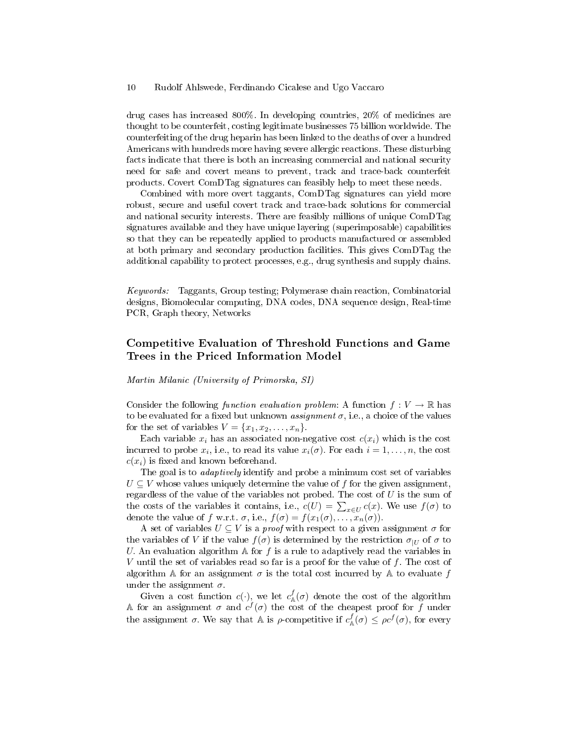drug cases has increased 800%. In developing countries, 20% of medicines are thought to be counterfeit, costing legitimate businesses 75 billion worldwide. The counterfeiting of the drug heparin has been linked to the deaths of over a hundred Americans with hundreds more having severe allergic reactions. These disturbing facts indicate that there is both an increasing commercial and national security need for safe and covert means to prevent, track and trace-back counterfeit products. Covert ComDTag signatures can feasibly help to meet these needs.

Combined with more overt taggants, ComDTag signatures can yield more robust, secure and useful covert track and trace-back solutions for commercial and national security interests. There are feasibly millions of unique ComDTag signatures available and they have unique layering (superimposable) capabilities so that they can be repeatedly applied to products manufactured or assembled at both primary and secondary production facilities. This gives ComDTag the additional capability to protect processes, e.g., drug synthesis and supply chains.

*Keywords:* Taggants, Group testing; Polymerase chain reaction, Combinatorial designs, Biomolecular computing, DNA codes, DNA sequence design, Real-time PCR, Graph theory, Networks

## Competitive Evaluation of Threshold Functions and Game Trees in the Priced Information Model

*Martin Milanic (University of Primorska, SI)*

Consider the following *function evaluation problem*: A function $f : V \to \mathbb{R}$ has to be evaluated for a fixed but unknown *assignment* $\sigma$, i.e., a choice of the values for the set of variables $V = \{x_1, x_2, \ldots, x_n\}$.

Each variable $x_i$ has an associated non-negative cost $c(x_i)$ which is the cost incurred to probe $x_i$, i.e., to read its value $x_i(\sigma)$. For each $i = 1, \ldots, n$, the cost $c(x_i)$ is fixed and known beforehand.

The goal is to *adaptively* identify and probe a minimum cost set of variables $U \subseteq V$ whose values uniquely determine the value of $f$ for the given assignment, regardless of the value of the variables not probed. The cost of $U$ is the sum of the costs of the variables it contains, i.e., $c(U) = \sum_{x \in U} c(x)$. We use $f(\sigma)$ to denote the value of $f$ w.r.t. $\sigma$, i.e., $f(\sigma) = f(x_1(\sigma), \ldots, x_n(\sigma))$.

A set of variables $U \subseteq V$ is a *proof* with respect to a given assignment $\sigma$ for the variables of $V$ if the value $f(\sigma)$ is determined by the restriction $\sigma_{|U}$ of $\sigma$ to $U$. An evaluation algorithm $\mathbb{A}$ for $f$ is a rule to adaptively read the variables in $V$ until the set of variables read so far is a proof for the value of $f$. The cost of algorithm $\mathbb{A}$ for an assignment $\sigma$ is the total cost incurred by $\mathbb{A}$ to evaluate $f$ under the assignment $\sigma$.

Given a cost function $c(\cdot)$, we let $c^f_{\mathbb{A}}(\sigma)$ denote the cost of the algorithm $\mathbb{A}$ for an assignment $\sigma$ and $c^f(\sigma)$ the cost of the cheapest proof for $f$ under the assignment $\sigma$. We say that $\mathbb{A}$ is $\rho$-competitive if $c^f_{\mathbb{A}}(\sigma) \leq \rho c^f(\sigma)$, for every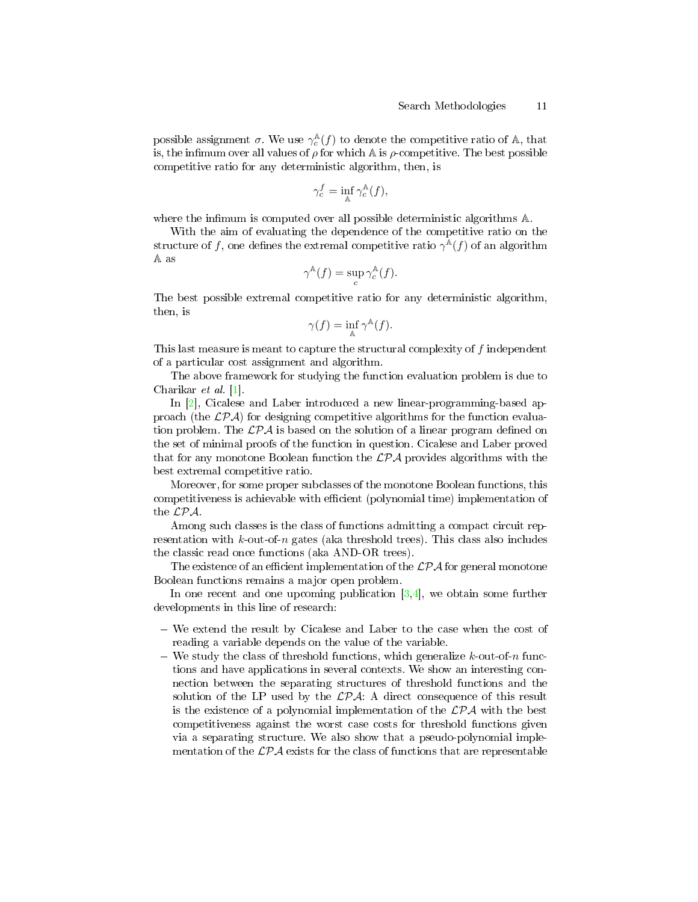possible assignment $\sigma$. We use $\gamma_c^{\mathbb{A}}(f)$ to denote the competitive ratio of $\mathbb{A}$, that is, the infimum over all values of $\rho$ for which $\mathbb{A}$ is $\rho$-competitive. The best possible competitive ratio for any deterministic algorithm, then, is

$$\gamma_c^f = \inf_{\mathbb{A}} \gamma_c^{\mathbb{A}}(f),$$

where the infimum is computed over all possible deterministic algorithms $\mathbb{A}$.

With the aim of evaluating the dependence of the competitive ratio on the structure of $f$, one defines the extremal competitive ratio $\gamma^{\mathbb{A}}(f)$ of an algorithm $\mathbb{A}$ as

$$\gamma^{\mathbb{A}}(f) = \sup_c \gamma_c^{\mathbb{A}}(f).$$

The best possible extremal competitive ratio for any deterministic algorithm, then, is

$$\gamma(f) = \inf_{\mathbb{A}} \gamma^{\mathbb{A}}(f).$$

This last measure is meant to capture the structural complexity of $f$ independent of a particular cost assignment and algorithm.

The above framework for studying the function evaluation problem is due to Charikar *et al.* [1].

In [2], Cicalese and Laber introduced a new linear-programming-based approach (the $\mathcal{LPA}$) for designing competitive algorithms for the function evaluation problem. The $\mathcal{LPA}$ is based on the solution of a linear program defined on the set of minimal proofs of the function in question. Cicalese and Laber proved that for any monotone Boolean function the $\mathcal{LPA}$ provides algorithms with the best extremal competitive ratio.

Moreover, for some proper subclasses of the monotone Boolean functions, this competitiveness is achievable with efficient (polynomial time) implementation of the $\mathcal{LPA}$.

Among such classes is the class of functions admitting a compact circuit representation with $k$-out-of-$n$ gates (aka threshold trees). This class also includes the classic read once functions (aka AND-OR trees).

The existence of an efficient implementation of the $\mathcal{LPA}$ for general monotone Boolean functions remains a major open problem.

In one recent and one upcoming publication [3,4], we obtain some further developments in this line of research:

- We extend the result by Cicalese and Laber to the case when the cost of reading a variable depends on the value of the variable.
- We study the class of threshold functions, which generalize $k$-out-of-$n$ functions and have applications in several contexts. We show an interesting connection between the separating structures of threshold functions and the solution of the LP used by the $\mathcal{LPA}$: A direct consequence of this result is the existence of a polynomial implementation of the $\mathcal{LPA}$ with the best competitiveness against the worst case costs for threshold functions given via a separating structure. We also show that a pseudo-polynomial implementation of the $\mathcal{LPA}$ exists for the class of functions that are representable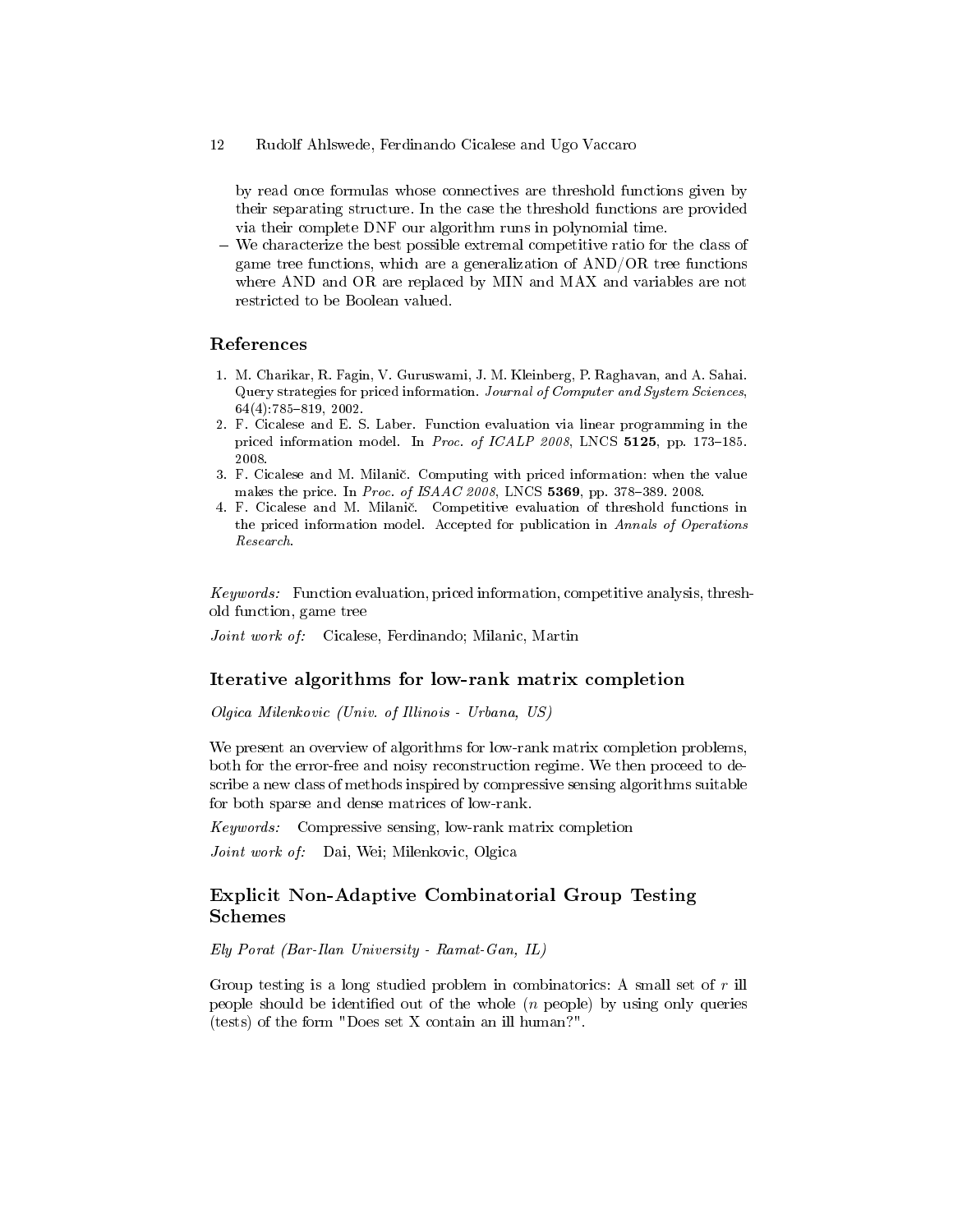by read once formulas whose connectives are threshold functions given by their separating structure. In the case the threshold functions are provided via their complete DNF our algorithm runs in polynomial time.

– We characterize the best possible extremal competitive ratio for the class of game tree functions, which are a generalization of AND/OR tree functions where AND and OR are replaced by MIN and MAX and variables are not restricted to be Boolean valued.

### References

1. M. Charikar, R. Fagin, V. Guruswami, J. M. Kleinberg, P. Raghavan, and A. Sahai. Query strategies for priced information. *Journal of Computer and System Sciences*, 64(4):785–819, 2002.
2. F. Cicalese and E. S. Laber. Function evaluation via linear programming in the priced information model. In *Proc. of ICALP 2008*, LNCS **5125**, pp. 173–185. 2008.
3. F. Cicalese and M. Milanič. Computing with priced information: when the value makes the price. In *Proc. of ISAAC 2008*, LNCS **5369**, pp. 378–389. 2008.
4. F. Cicalese and M. Milanič. Competitive evaluation of threshold functions in the priced information model. Accepted for publication in *Annals of Operations Research*.

*Keywords:* Function evaluation, priced information, competitive analysis, threshold function, game tree

*Joint work of:* Cicalese, Ferdinando; Milanic, Martin

## Iterative algorithms for low-rank matrix completion

*Olgica Milenkovic (Univ. of Illinois - Urbana, US)*

We present an overview of algorithms for low-rank matrix completion problems, both for the error-free and noisy reconstruction regime. We then proceed to describe a new class of methods inspired by compressive sensing algorithms suitable for both sparse and dense matrices of low-rank.

*Keywords:* Compressive sensing, low-rank matrix completion

*Joint work of:* Dai, Wei; Milenkovic, Olgica

## Explicit Non-Adaptive Combinatorial Group Testing Schemes

*Ely Porat (Bar-Ilan University - Ramat-Gan, IL)*

Group testing is a long studied problem in combinatorics: A small set of $r$ ill people should be identified out of the whole ($n$ people) by using only queries (tests) of the form "Does set X contain an ill human?".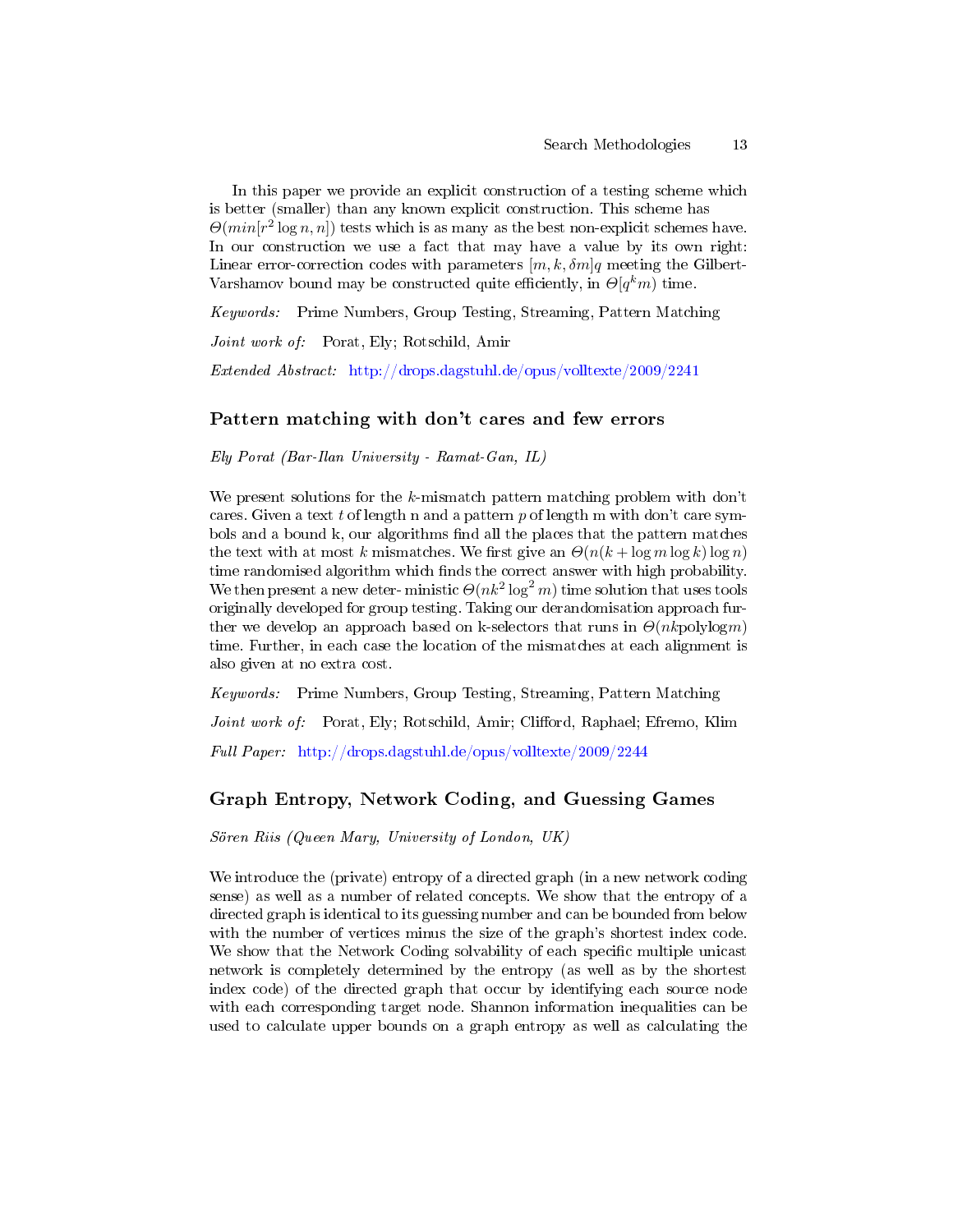In this paper we provide an explicit construction of a testing scheme which is better (smaller) than any known explicit construction. This scheme has $\Theta(min[r^2 \log n, n])$ tests which is as many as the best non-explicit schemes have. In our construction we use a fact that may have a value by its own right: Linear error-correction codes with parameters $[m, k, \delta m]q$ meeting the Gilbert-Varshamov bound may be constructed quite efficiently, in $\Theta[q^k m)$ time.

*Keywords:* Prime Numbers, Group Testing, Streaming, Pattern Matching

*Joint work of:* Porat, Ely; Rotschild, Amir

*Extended Abstract:* http://drops.dagstuhl.de/opus/volltexte/2009/2241

## Pattern matching with don't cares and few errors

*Ely Porat (Bar-Ilan University - Ramat-Gan, IL)*

We present solutions for the $k$-mismatch pattern matching problem with don't cares. Given a text $t$ of length n and a pattern $p$ of length m with don't care symbols and a bound k, our algorithms find all the places that the pattern matches the text with at most $k$ mismatches. We first give an $\Theta(n(k + \log m \log k) \log n)$ time randomised algorithm which finds the correct answer with high probability. We then present a new deter- ministic $\Theta(nk^2 \log^2 m)$ time solution that uses tools originally developed for group testing. Taking our derandomisation approach further we develop an approach based on k-selectors that runs in $\Theta(nk\text{polylog}m)$ time. Further, in each case the location of the mismatches at each alignment is also given at no extra cost.

*Keywords:* Prime Numbers, Group Testing, Streaming, Pattern Matching

*Joint work of:* Porat, Ely; Rotschild, Amir; Clifford, Raphael; Efremo, Klim

*Full Paper:* http://drops.dagstuhl.de/opus/volltexte/2009/2244

## Graph Entropy, Network Coding, and Guessing Games

*Sören Riis (Queen Mary, University of London, UK)*

We introduce the (private) entropy of a directed graph (in a new network coding sense) as well as a number of related concepts. We show that the entropy of a directed graph is identical to its guessing number and can be bounded from below with the number of vertices minus the size of the graph's shortest index code. We show that the Network Coding solvability of each specific multiple unicast network is completely determined by the entropy (as well as by the shortest index code) of the directed graph that occur by identifying each source node with each corresponding target node. Shannon information inequalities can be used to calculate upper bounds on a graph entropy as well as calculating the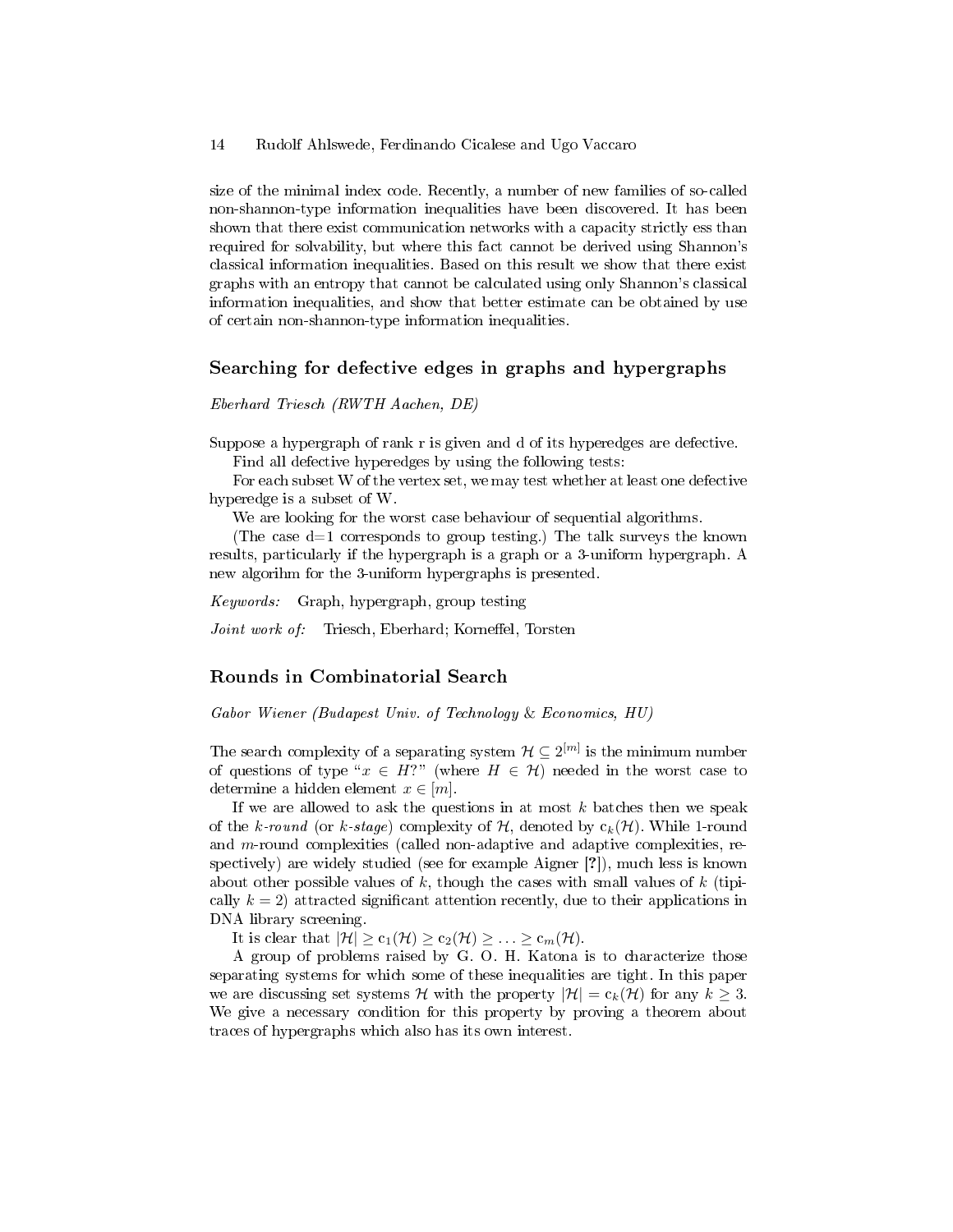size of the minimal index code. Recently, a number of new families of so-called non-shannon-type information inequalities have been discovered. It has been shown that there exist communication networks with a capacity strictly ess than required for solvability, but where this fact cannot be derived using Shannon's classical information inequalities. Based on this result we show that there exist graphs with an entropy that cannot be calculated using only Shannon's classical information inequalities, and show that better estimate can be obtained by use of certain non-shannon-type information inequalities.

## Searching for defective edges in graphs and hypergraphs

*Eberhard Triesch (RWTH Aachen, DE)*

Suppose a hypergraph of rank r is given and d of its hyperedges are defective.

Find all defective hyperedges by using the following tests:

For each subset W of the vertex set, we may test whether at least one defective hyperedge is a subset of W.

We are looking for the worst case behaviour of sequential algorithms.

(The case d=1 corresponds to group testing.) The talk surveys the known results, particularly if the hypergraph is a graph or a 3-uniform hypergraph. A new algorihm for the 3-uniform hypergraphs is presented.

*Keywords:* Graph, hypergraph, group testing

*Joint work of:* Triesch, Eberhard; Korneffel, Torsten

## Rounds in Combinatorial Search

*Gabor Wiener (Budapest Univ. of Technology & Economics, HU)*

The search complexity of a separating system $\mathcal{H} \subseteq 2^{[m]}$ is the minimum number of questions of type "$x \in H$?" (where $H \in \mathcal{H}$) needed in the worst case to determine a hidden element $x \in [m]$.

If we are allowed to ask the questions in at most $k$ batches then we speak of the *k-round* (or *k-stage*) complexity of $\mathcal{H}$, denoted by $\mathrm{c}_k(\mathcal{H})$. While 1-round and $m$-round complexities (called non-adaptive and adaptive complexities, respectively) are widely studied (see for example Aigner [?]), much less is known about other possible values of $k$, though the cases with small values of $k$ (tipically $k = 2$) attracted significant attention recently, due to their applications in DNA library screening.

It is clear that $|\mathcal{H}| \geq \mathrm{c}_1(\mathcal{H}) \geq \mathrm{c}_2(\mathcal{H}) \geq \ldots \geq \mathrm{c}_m(\mathcal{H})$.

A group of problems raised by G. O. H. Katona is to characterize those separating systems for which some of these inequalities are tight. In this paper we are discussing set systems $\mathcal{H}$ with the property $|\mathcal{H}| = \mathrm{c}_k(\mathcal{H})$ for any $k \geq 3$. We give a necessary condition for this property by proving a theorem about traces of hypergraphs which also has its own interest.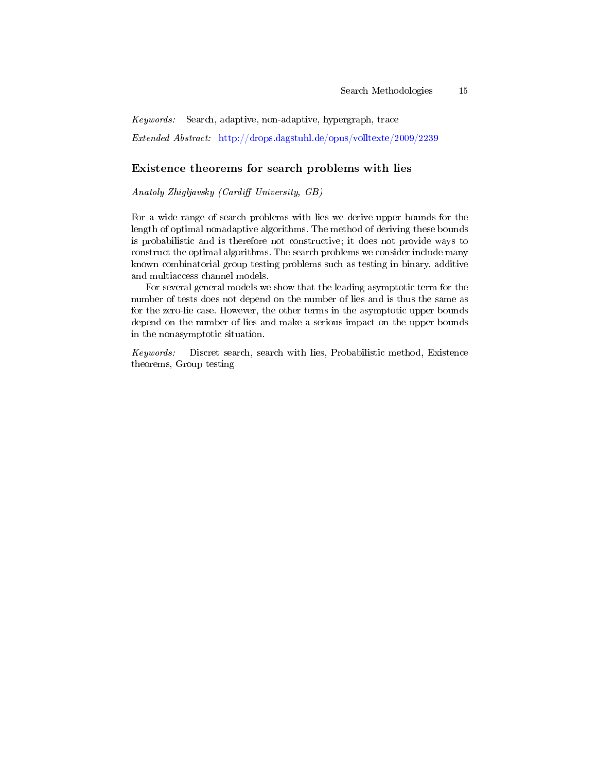*Keywords:* Search, adaptive, non-adaptive, hypergraph, trace

*Extended Abstract:* http://drops.dagstuhl.de/opus/volltexte/2009/2239

## Existence theorems for search problems with lies

*Anatoly Zhigljavsky (Cardiff University, GB)*

For a wide range of search problems with lies we derive upper bounds for the length of optimal nonadaptive algorithms. The method of deriving these bounds is probabilistic and is therefore not constructive; it does not provide ways to construct the optimal algorithms. The search problems we consider include many known combinatorial group testing problems such as testing in binary, additive and multiaccess channel models.

For several general models we show that the leading asymptotic term for the number of tests does not depend on the number of lies and is thus the same as for the zero-lie case. However, the other terms in the asymptotic upper bounds depend on the number of lies and make a serious impact on the upper bounds in the nonasymptotic situation.

*Keywords:* Discret search, search with lies, Probabilistic method, Existence theorems, Group testing